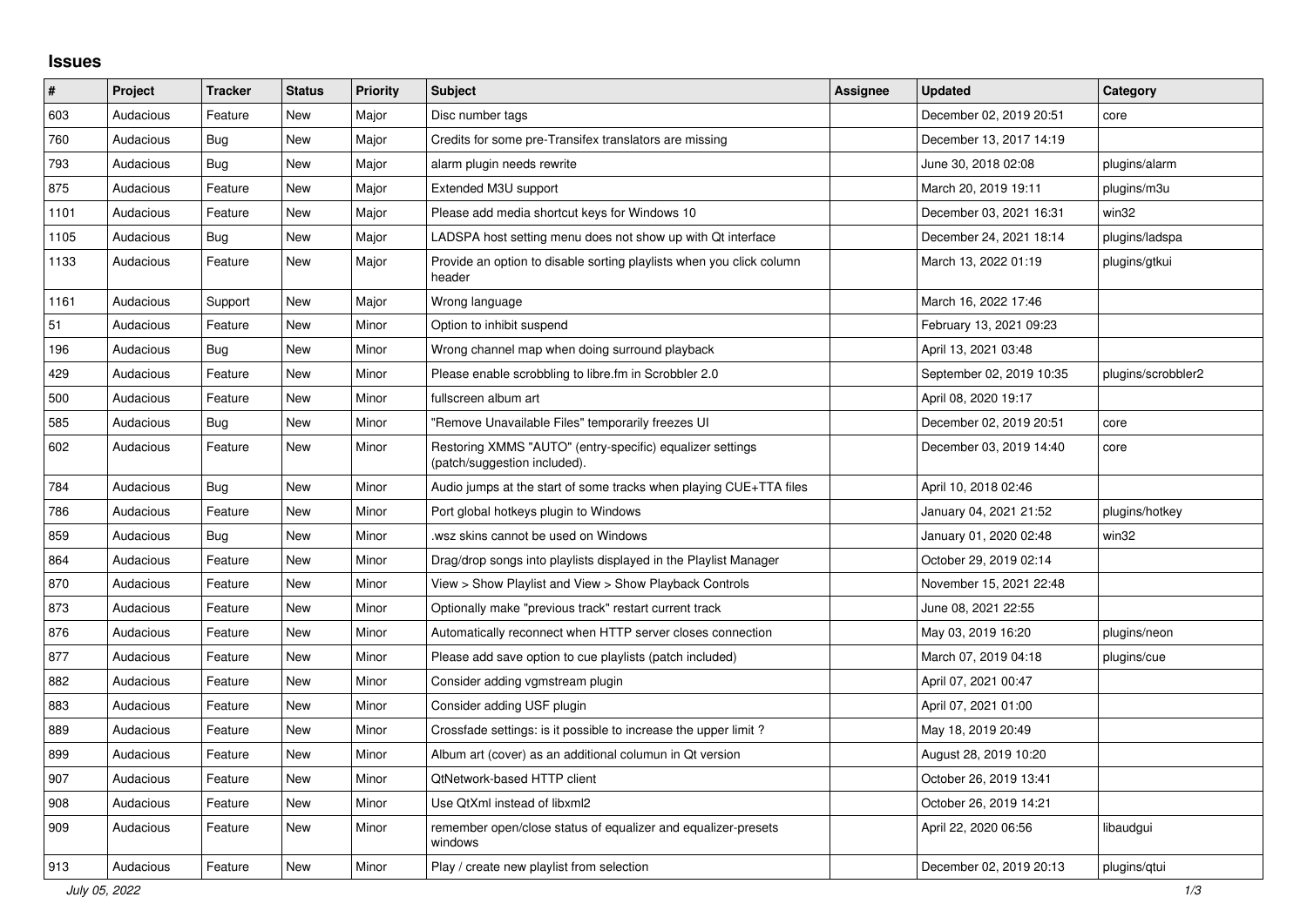## Issues

| # | Project | Tracker | Status | Priority | Subject | Assignee | Updated | Category |
|---|---|---|---|---|---|---|---|---|
| 603 | Audacious | Feature | New | Major | Disc number tags | | December 02, 2019 20:51 | core |
| 760 | Audacious | Bug | New | Major | Credits for some pre-Transifex translators are missing | | December 13, 2017 14:19 | |
| 793 | Audacious | Bug | New | Major | alarm plugin needs rewrite | | June 30, 2018 02:08 | plugins/alarm |
| 875 | Audacious | Feature | New | Major | Extended M3U support | | March 20, 2019 19:11 | plugins/m3u |
| 1101 | Audacious | Feature | New | Major | Please add media shortcut keys for Windows 10 | | December 03, 2021 16:31 | win32 |
| 1105 | Audacious | Bug | New | Major | LADSPA host setting menu does not show up with Qt interface | | December 24, 2021 18:14 | plugins/ladspa |
| 1133 | Audacious | Feature | New | Major | Provide an option to disable sorting playlists when you click column header | | March 13, 2022 01:19 | plugins/gtkui |
| 1161 | Audacious | Support | New | Major | Wrong language | | March 16, 2022 17:46 | |
| 51 | Audacious | Feature | New | Minor | Option to inhibit suspend | | February 13, 2021 09:23 | |
| 196 | Audacious | Bug | New | Minor | Wrong channel map when doing surround playback | | April 13, 2021 03:48 | |
| 429 | Audacious | Feature | New | Minor | Please enable scrobbling to libre.fm in Scrobbler 2.0 | | September 02, 2019 10:35 | plugins/scrobbler2 |
| 500 | Audacious | Feature | New | Minor | fullscreen album art | | April 08, 2020 19:17 | |
| 585 | Audacious | Bug | New | Minor | "Remove Unavailable Files" temporarily freezes UI | | December 02, 2019 20:51 | core |
| 602 | Audacious | Feature | New | Minor | Restoring XMMS "AUTO" (entry-specific) equalizer settings (patch/suggestion included). | | December 03, 2019 14:40 | core |
| 784 | Audacious | Bug | New | Minor | Audio jumps at the start of some tracks when playing CUE+TTA files | | April 10, 2018 02:46 | |
| 786 | Audacious | Feature | New | Minor | Port global hotkeys plugin to Windows | | January 04, 2021 21:52 | plugins/hotkey |
| 859 | Audacious | Bug | New | Minor | .wsz skins cannot be used on Windows | | January 01, 2020 02:48 | win32 |
| 864 | Audacious | Feature | New | Minor | Drag/drop songs into playlists displayed in the Playlist Manager | | October 29, 2019 02:14 | |
| 870 | Audacious | Feature | New | Minor | View > Show Playlist and View > Show Playback Controls | | November 15, 2021 22:48 | |
| 873 | Audacious | Feature | New | Minor | Optionally make "previous track" restart current track | | June 08, 2021 22:55 | |
| 876 | Audacious | Feature | New | Minor | Automatically reconnect when HTTP server closes connection | | May 03, 2019 16:20 | plugins/neon |
| 877 | Audacious | Feature | New | Minor | Please add save option to cue playlists (patch included) | | March 07, 2019 04:18 | plugins/cue |
| 882 | Audacious | Feature | New | Minor | Consider adding vgmstream plugin | | April 07, 2021 00:47 | |
| 883 | Audacious | Feature | New | Minor | Consider adding USF plugin | | April 07, 2021 01:00 | |
| 889 | Audacious | Feature | New | Minor | Crossfade settings: is it possible to increase the upper limit ? | | May 18, 2019 20:49 | |
| 899 | Audacious | Feature | New | Minor | Album art (cover) as an additional columun in Qt version | | August 28, 2019 10:20 | |
| 907 | Audacious | Feature | New | Minor | QtNetwork-based HTTP client | | October 26, 2019 13:41 | |
| 908 | Audacious | Feature | New | Minor | Use QtXml instead of libxml2 | | October 26, 2019 14:21 | |
| 909 | Audacious | Feature | New | Minor | remember open/close status of equalizer and equalizer-presets windows | | April 22, 2020 06:56 | libaudgui |
| 913 | Audacious | Feature | New | Minor | Play / create new playlist from selection | | December 02, 2019 20:13 | plugins/qtui |

*July 05, 2022*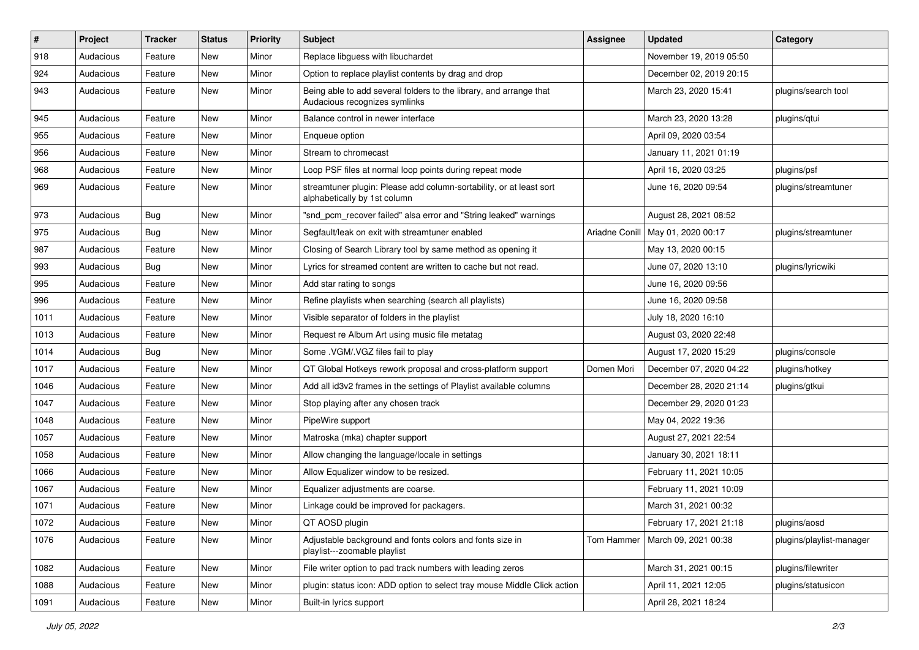| # | Project | Tracker | Status | Priority | Subject | Assignee | Updated | Category |
|---|---|---|---|---|---|---|---|---|
| 918 | Audacious | Feature | New | Minor | Replace libguess with libuchardet | | November 19, 2019 05:50 | |
| 924 | Audacious | Feature | New | Minor | Option to replace playlist contents by drag and drop | | December 02, 2019 20:15 | |
| 943 | Audacious | Feature | New | Minor | Being able to add several folders to the library, and arrange that Audacious recognizes symlinks | | March 23, 2020 15:41 | plugins/search tool |
| 945 | Audacious | Feature | New | Minor | Balance control in newer interface | | March 23, 2020 13:28 | plugins/qtui |
| 955 | Audacious | Feature | New | Minor | Enqueue option | | April 09, 2020 03:54 | |
| 956 | Audacious | Feature | New | Minor | Stream to chromecast | | January 11, 2021 01:19 | |
| 968 | Audacious | Feature | New | Minor | Loop PSF files at normal loop points during repeat mode | | April 16, 2020 03:25 | plugins/psf |
| 969 | Audacious | Feature | New | Minor | streamtuner plugin: Please add column-sortability, or at least sort alphabetically by 1st column | | June 16, 2020 09:54 | plugins/streamtuner |
| 973 | Audacious | Bug | New | Minor | "snd_pcm_recover failed" alsa error and "String leaked" warnings | | August 28, 2021 08:52 | |
| 975 | Audacious | Bug | New | Minor | Segfault/leak on exit with streamtuner enabled | Ariadne Conill | May 01, 2020 00:17 | plugins/streamtuner |
| 987 | Audacious | Feature | New | Minor | Closing of Search Library tool by same method as opening it | | May 13, 2020 00:15 | |
| 993 | Audacious | Bug | New | Minor | Lyrics for streamed content are written to cache but not read. | | June 07, 2020 13:10 | plugins/lyricwiki |
| 995 | Audacious | Feature | New | Minor | Add star rating to songs | | June 16, 2020 09:56 | |
| 996 | Audacious | Feature | New | Minor | Refine playlists when searching (search all playlists) | | June 16, 2020 09:58 | |
| 1011 | Audacious | Feature | New | Minor | Visible separator of folders in the playlist | | July 18, 2020 16:10 | |
| 1013 | Audacious | Feature | New | Minor | Request re Album Art using music file metatag | | August 03, 2020 22:48 | |
| 1014 | Audacious | Bug | New | Minor | Some .VGM/.VGZ files fail to play | | August 17, 2020 15:29 | plugins/console |
| 1017 | Audacious | Feature | New | Minor | QT Global Hotkeys rework proposal and cross-platform support | Domen Mori | December 07, 2020 04:22 | plugins/hotkey |
| 1046 | Audacious | Feature | New | Minor | Add all id3v2 frames in the settings of Playlist available columns | | December 28, 2020 21:14 | plugins/gtkui |
| 1047 | Audacious | Feature | New | Minor | Stop playing after any chosen track | | December 29, 2020 01:23 | |
| 1048 | Audacious | Feature | New | Minor | PipeWire support | | May 04, 2022 19:36 | |
| 1057 | Audacious | Feature | New | Minor | Matroska (mka) chapter support | | August 27, 2021 22:54 | |
| 1058 | Audacious | Feature | New | Minor | Allow changing the language/locale in settings | | January 30, 2021 18:11 | |
| 1066 | Audacious | Feature | New | Minor | Allow Equalizer window to be resized. | | February 11, 2021 10:05 | |
| 1067 | Audacious | Feature | New | Minor | Equalizer adjustments are coarse. | | February 11, 2021 10:09 | |
| 1071 | Audacious | Feature | New | Minor | Linkage could be improved for packagers. | | March 31, 2021 00:32 | |
| 1072 | Audacious | Feature | New | Minor | QT AOSD plugin | | February 17, 2021 21:18 | plugins/aosd |
| 1076 | Audacious | Feature | New | Minor | Adjustable background and fonts colors and fonts size in playlist---zoomable playlist | Tom Hammer | March 09, 2021 00:38 | plugins/playlist-manager |
| 1082 | Audacious | Feature | New | Minor | File writer option to pad track numbers with leading zeros | | March 31, 2021 00:15 | plugins/filewriter |
| 1088 | Audacious | Feature | New | Minor | plugin: status icon: ADD option to select tray mouse Middle Click action | | April 11, 2021 12:05 | plugins/statusicon |
| 1091 | Audacious | Feature | New | Minor | Built-in lyrics support | | April 28, 2021 18:24 | |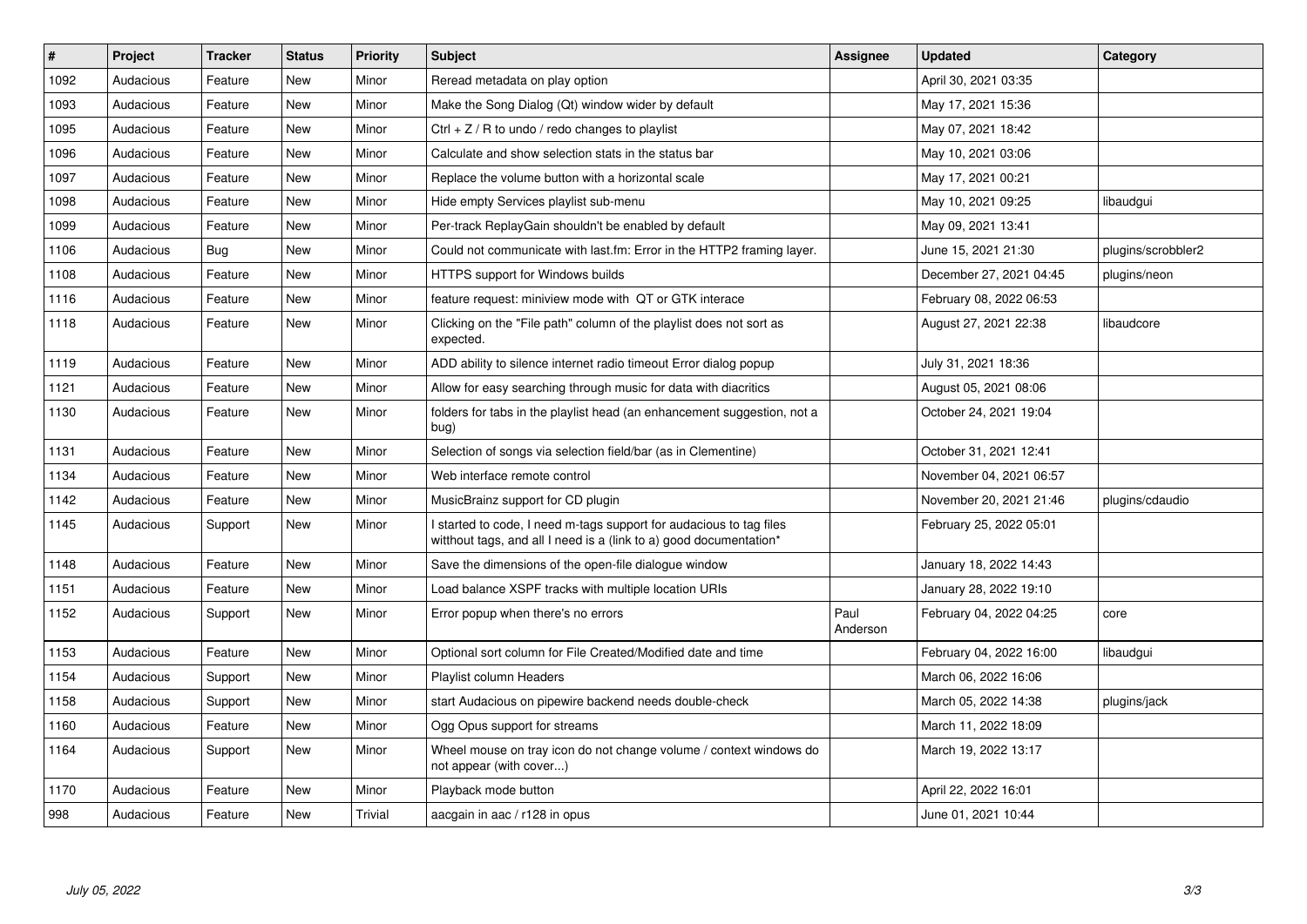| # | Project | Tracker | Status | Priority | Subject | Assignee | Updated | Category |
|---|---|---|---|---|---|---|---|---|
| 1092 | Audacious | Feature | New | Minor | Reread metadata on play option | | April 30, 2021 03:35 | |
| 1093 | Audacious | Feature | New | Minor | Make the Song Dialog (Qt) window wider by default | | May 17, 2021 15:36 | |
| 1095 | Audacious | Feature | New | Minor | Ctrl + Z / R to undo / redo changes to playlist | | May 07, 2021 18:42 | |
| 1096 | Audacious | Feature | New | Minor | Calculate and show selection stats in the status bar | | May 10, 2021 03:06 | |
| 1097 | Audacious | Feature | New | Minor | Replace the volume button with a horizontal scale | | May 17, 2021 00:21 | |
| 1098 | Audacious | Feature | New | Minor | Hide empty Services playlist sub-menu | | May 10, 2021 09:25 | libaudgui |
| 1099 | Audacious | Feature | New | Minor | Per-track ReplayGain shouldn't be enabled by default | | May 09, 2021 13:41 | |
| 1106 | Audacious | Bug | New | Minor | Could not communicate with last.fm: Error in the HTTP2 framing layer. | | June 15, 2021 21:30 | plugins/scrobbler2 |
| 1108 | Audacious | Feature | New | Minor | HTTPS support for Windows builds | | December 27, 2021 04:45 | plugins/neon |
| 1116 | Audacious | Feature | New | Minor | feature request: miniview mode with QT or GTK interace | | February 08, 2022 06:53 | |
| 1118 | Audacious | Feature | New | Minor | Clicking on the "File path" column of the playlist does not sort as expected. | | August 27, 2021 22:38 | libaudcore |
| 1119 | Audacious | Feature | New | Minor | ADD ability to silence internet radio timeout Error dialog popup | | July 31, 2021 18:36 | |
| 1121 | Audacious | Feature | New | Minor | Allow for easy searching through music for data with diacritics | | August 05, 2021 08:06 | |
| 1130 | Audacious | Feature | New | Minor | folders for tabs in the playlist head (an enhancement suggestion, not a bug) | | October 24, 2021 19:04 | |
| 1131 | Audacious | Feature | New | Minor | Selection of songs via selection field/bar (as in Clementine) | | October 31, 2021 12:41 | |
| 1134 | Audacious | Feature | New | Minor | Web interface remote control | | November 04, 2021 06:57 | |
| 1142 | Audacious | Feature | New | Minor | MusicBrainz support for CD plugin | | November 20, 2021 21:46 | plugins/cdaudio |
| 1145 | Audacious | Support | New | Minor | I started to code, I need m-tags support for audacious to tag files witthout tags, and all I need is a (link to a) good documentation* | | February 25, 2022 05:01 | |
| 1148 | Audacious | Feature | New | Minor | Save the dimensions of the open-file dialogue window | | January 18, 2022 14:43 | |
| 1151 | Audacious | Feature | New | Minor | Load balance XSPF tracks with multiple location URIs | | January 28, 2022 19:10 | |
| 1152 | Audacious | Support | New | Minor | Error popup when there's no errors | Paul Anderson | February 04, 2022 04:25 | core |
| 1153 | Audacious | Feature | New | Minor | Optional sort column for File Created/Modified date and time | | February 04, 2022 16:00 | libaudgui |
| 1154 | Audacious | Support | New | Minor | Playlist column Headers | | March 06, 2022 16:06 | |
| 1158 | Audacious | Support | New | Minor | start Audacious on pipewire backend needs double-check | | March 05, 2022 14:38 | plugins/jack |
| 1160 | Audacious | Feature | New | Minor | Ogg Opus support for streams | | March 11, 2022 18:09 | |
| 1164 | Audacious | Support | New | Minor | Wheel mouse on tray icon do not change volume / context windows do not appear (with cover...) | | March 19, 2022 13:17 | |
| 1170 | Audacious | Feature | New | Minor | Playback mode button | | April 22, 2022 16:01 | |
| 998 | Audacious | Feature | New | Trivial | aacgain in aac / r128 in opus | | June 01, 2021 10:44 | |

*July 05, 2022*